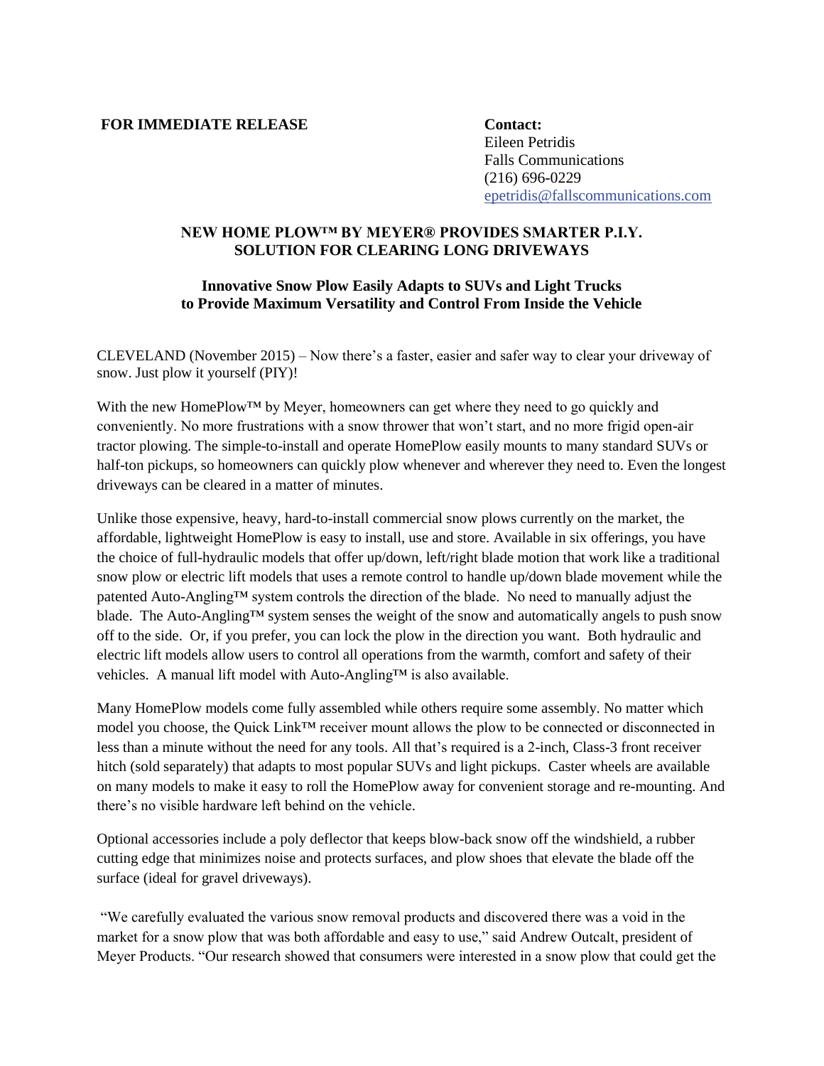**FOR IMMEDIATE RELEASE**

**Contact:**
Eileen Petridis
Falls Communications
(216) 696-0229
epetridis@fallscommunications.com

## NEW HOME PLOW™ BY MEYER® PROVIDES SMARTER P.I.Y. SOLUTION FOR CLEARING LONG DRIVEWAYS

### Innovative Snow Plow Easily Adapts to SUVs and Light Trucks to Provide Maximum Versatility and Control From Inside the Vehicle

CLEVELAND (November 2015) – Now there's a faster, easier and safer way to clear your driveway of snow. Just plow it yourself (PIY)!

With the new HomePlow™ by Meyer, homeowners can get where they need to go quickly and conveniently. No more frustrations with a snow thrower that won't start, and no more frigid open-air tractor plowing. The simple-to-install and operate HomePlow easily mounts to many standard SUVs or half-ton pickups, so homeowners can quickly plow whenever and wherever they need to. Even the longest driveways can be cleared in a matter of minutes.

Unlike those expensive, heavy, hard-to-install commercial snow plows currently on the market, the affordable, lightweight HomePlow is easy to install, use and store. Available in six offerings, you have the choice of full-hydraulic models that offer up/down, left/right blade motion that work like a traditional snow plow or electric lift models that uses a remote control to handle up/down blade movement while the patented Auto-Angling™ system controls the direction of the blade. No need to manually adjust the blade. The Auto-Angling™ system senses the weight of the snow and automatically angels to push snow off to the side. Or, if you prefer, you can lock the plow in the direction you want. Both hydraulic and electric lift models allow users to control all operations from the warmth, comfort and safety of their vehicles. A manual lift model with Auto-Angling™ is also available.

Many HomePlow models come fully assembled while others require some assembly. No matter which model you choose, the Quick Link™ receiver mount allows the plow to be connected or disconnected in less than a minute without the need for any tools. All that's required is a 2-inch, Class-3 front receiver hitch (sold separately) that adapts to most popular SUVs and light pickups. Caster wheels are available on many models to make it easy to roll the HomePlow away for convenient storage and re-mounting. And there's no visible hardware left behind on the vehicle.

Optional accessories include a poly deflector that keeps blow-back snow off the windshield, a rubber cutting edge that minimizes noise and protects surfaces, and plow shoes that elevate the blade off the surface (ideal for gravel driveways).

"We carefully evaluated the various snow removal products and discovered there was a void in the market for a snow plow that was both affordable and easy to use," said Andrew Outcalt, president of Meyer Products. "Our research showed that consumers were interested in a snow plow that could get the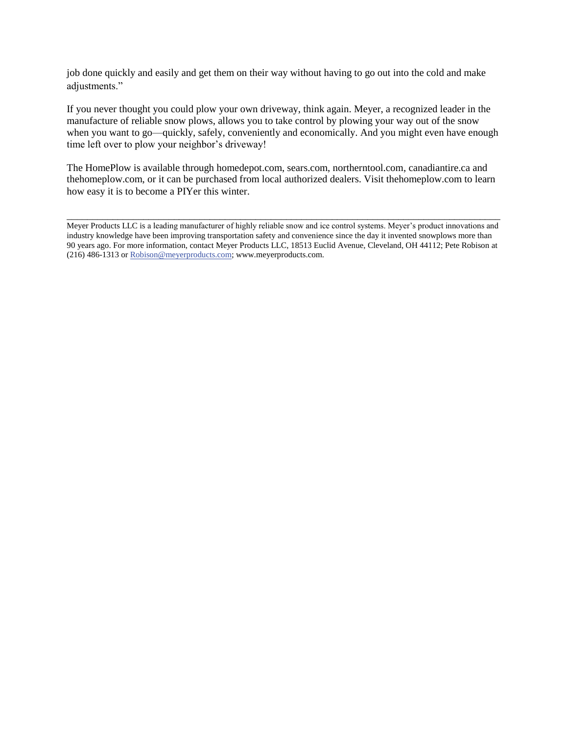job done quickly and easily and get them on their way without having to go out into the cold and make adjustments."

If you never thought you could plow your own driveway, think again. Meyer, a recognized leader in the manufacture of reliable snow plows, allows you to take control by plowing your way out of the snow when you want to go—quickly, safely, conveniently and economically. And you might even have enough time left over to plow your neighbor's driveway!

The HomePlow is available through homedepot.com, sears.com, northerntool.com, canadiantire.ca and thehomeplow.com, or it can be purchased from local authorized dealers. Visit thehomeplow.com to learn how easy it is to become a PIYer this winter.

---

Meyer Products LLC is a leading manufacturer of highly reliable snow and ice control systems. Meyer's product innovations and industry knowledge have been improving transportation safety and convenience since the day it invented snowplows more than 90 years ago. For more information, contact Meyer Products LLC, 18513 Euclid Avenue, Cleveland, OH 44112; Pete Robison at (216) 486-1313 or Robison@meyerproducts.com; www.meyerproducts.com.